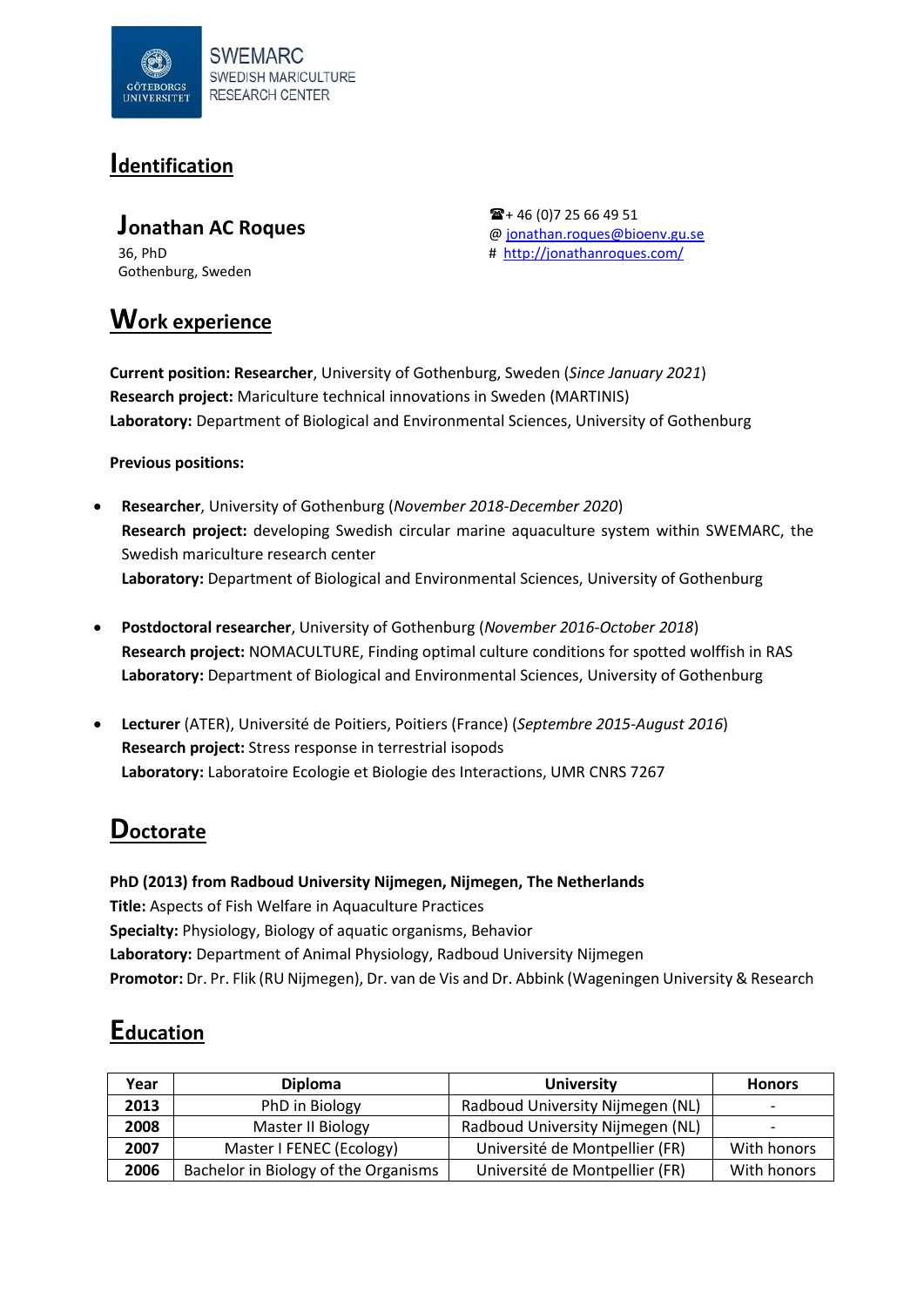SWEMARC
SWEDISH MARICULTURE
RESEARCH CENTER

# Identification

## Jonathan AC Roques

36, PhD
Gothenburg, Sweden

☎+ 46 (0)7 25 66 49 51
@ jonathan.roques@bioenv.gu.se
# http://jonathanroques.com/

# Work experience

**Current position: Researcher**, University of Gothenburg, Sweden (*Since January 2021*)
**Research project:** Mariculture technical innovations in Sweden (MARTINIS)
**Laboratory:** Department of Biological and Environmental Sciences, University of Gothenburg

**Previous positions:**

- **Researcher**, University of Gothenburg (*November 2018-December 2020*)
  **Research project:** developing Swedish circular marine aquaculture system within SWEMARC, the Swedish mariculture research center
  **Laboratory:** Department of Biological and Environmental Sciences, University of Gothenburg

- **Postdoctoral researcher**, University of Gothenburg (*November 2016-October 2018*)
  **Research project:** NOMACULTURE, Finding optimal culture conditions for spotted wolffish in RAS
  **Laboratory:** Department of Biological and Environmental Sciences, University of Gothenburg

- **Lecturer** (ATER), Université de Poitiers, Poitiers (France) (*Septembre 2015-August 2016*)
  **Research project:** Stress response in terrestrial isopods
  **Laboratory:** Laboratoire Ecologie et Biologie des Interactions, UMR CNRS 7267

# Doctorate

**PhD (2013) from Radboud University Nijmegen, Nijmegen, The Netherlands**
**Title:** Aspects of Fish Welfare in Aquaculture Practices
**Specialty:** Physiology, Biology of aquatic organisms, Behavior
**Laboratory:** Department of Animal Physiology, Radboud University Nijmegen
**Promotor:** Dr. Pr. Flik (RU Nijmegen), Dr. van de Vis and Dr. Abbink (Wageningen University & Research

# Education

| Year | Diploma | University | Honors |
|---|---|---|---|
| **2013** | PhD in Biology | Radboud University Nijmegen (NL) | - |
| **2008** | Master II Biology | Radboud University Nijmegen (NL) | - |
| **2007** | Master I FENEC (Ecology) | Université de Montpellier (FR) | With honors |
| **2006** | Bachelor in Biology of the Organisms | Université de Montpellier (FR) | With honors |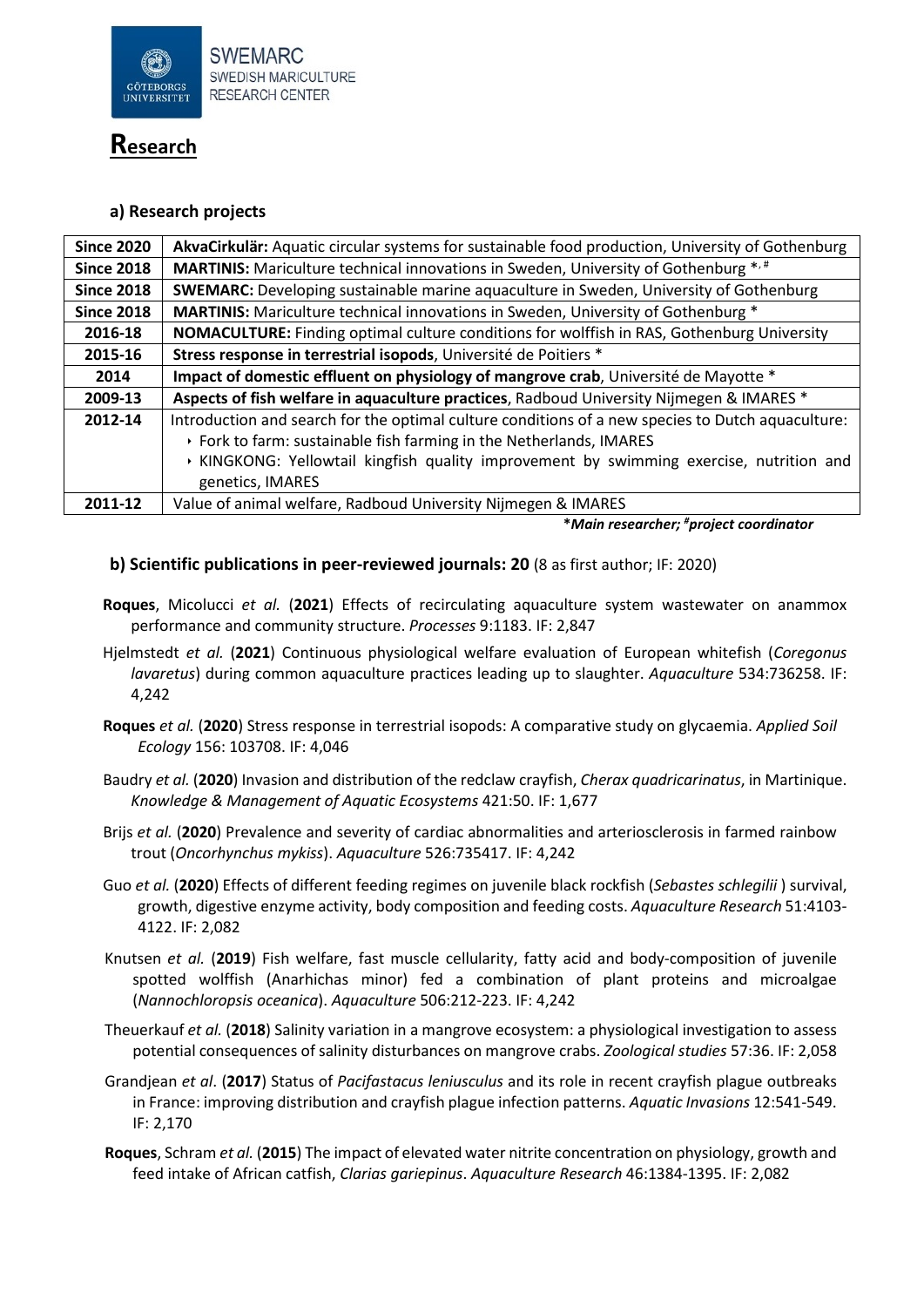# Research

### a) Research projects

| | |
|---|---|
| **Since 2020** | **AkvaCirkulär:** Aquatic circular systems for sustainable food production, University of Gothenburg |
| **Since 2018** | **MARTINIS:** Mariculture technical innovations in Sweden, University of Gothenburg *, # |
| **Since 2018** | **SWEMARC:** Developing sustainable marine aquaculture in Sweden, University of Gothenburg |
| **Since 2018** | **MARTINIS:** Mariculture technical innovations in Sweden, University of Gothenburg * |
| **2016-18** | **NOMACULTURE:** Finding optimal culture conditions for wolffish in RAS, Gothenburg University |
| **2015-16** | **Stress response in terrestrial isopods**, Université de Poitiers * |
| **2014** | **Impact of domestic effluent on physiology of mangrove crab**, Université de Mayotte * |
| **2009-13** | **Aspects of fish welfare in aquaculture practices**, Radboud University Nijmegen & IMARES * |
| **2012-14** | Introduction and search for the optimal culture conditions of a new species to Dutch aquaculture: ‣ Fork to farm: sustainable fish farming in the Netherlands, IMARES ‣ KINGKONG: Yellowtail kingfish quality improvement by swimming exercise, nutrition and genetics, IMARES |
| **2011-12** | Value of animal welfare, Radboud University Nijmegen & IMARES |

***Main researcher; #project coordinator***

### b) Scientific publications in peer-reviewed journals: 20 (8 as first author; IF: 2020)

**Roques**, Micolucci *et al.* (**2021**) Effects of recirculating aquaculture system wastewater on anammox performance and community structure. *Processes* 9:1183. IF: 2,847

Hjelmstedt *et al.* (**2021**) Continuous physiological welfare evaluation of European whitefish (*Coregonus lavaretus*) during common aquaculture practices leading up to slaughter. *Aquaculture* 534:736258. IF: 4,242

**Roques** *et al.* (**2020**) Stress response in terrestrial isopods: A comparative study on glycaemia. *Applied Soil Ecology* 156: 103708. IF: 4,046

Baudry *et al.* (**2020**) Invasion and distribution of the redclaw crayfish, *Cherax quadricarinatus*, in Martinique. *Knowledge & Management of Aquatic Ecosystems* 421:50. IF: 1,677

Brijs *et al.* (**2020**) Prevalence and severity of cardiac abnormalities and arteriosclerosis in farmed rainbow trout (*Oncorhynchus mykiss*). *Aquaculture* 526:735417. IF: 4,242

Guo *et al.* (**2020**) Effects of different feeding regimes on juvenile black rockfish (*Sebastes schlegilii* ) survival, growth, digestive enzyme activity, body composition and feeding costs. *Aquaculture Research* 51:4103-4122. IF: 2,082

Knutsen *et al.* (**2019**) Fish welfare, fast muscle cellularity, fatty acid and body-composition of juvenile spotted wolffish (Anarhichas minor) fed a combination of plant proteins and microalgae (*Nannochloropsis oceanica*). *Aquaculture* 506:212-223. IF: 4,242

Theuerkauf *et al.* (**2018**) Salinity variation in a mangrove ecosystem: a physiological investigation to assess potential consequences of salinity disturbances on mangrove crabs. *Zoological studies* 57:36. IF: 2,058

Grandjean *et al*. (**2017**) Status of *Pacifastacus leniusculus* and its role in recent crayfish plague outbreaks in France: improving distribution and crayfish plague infection patterns. *Aquatic Invasions* 12:541-549. IF: 2,170

**Roques**, Schram *et al.* (**2015**) The impact of elevated water nitrite concentration on physiology, growth and feed intake of African catfish, *Clarias gariepinus*. *Aquaculture Research* 46:1384-1395. IF: 2,082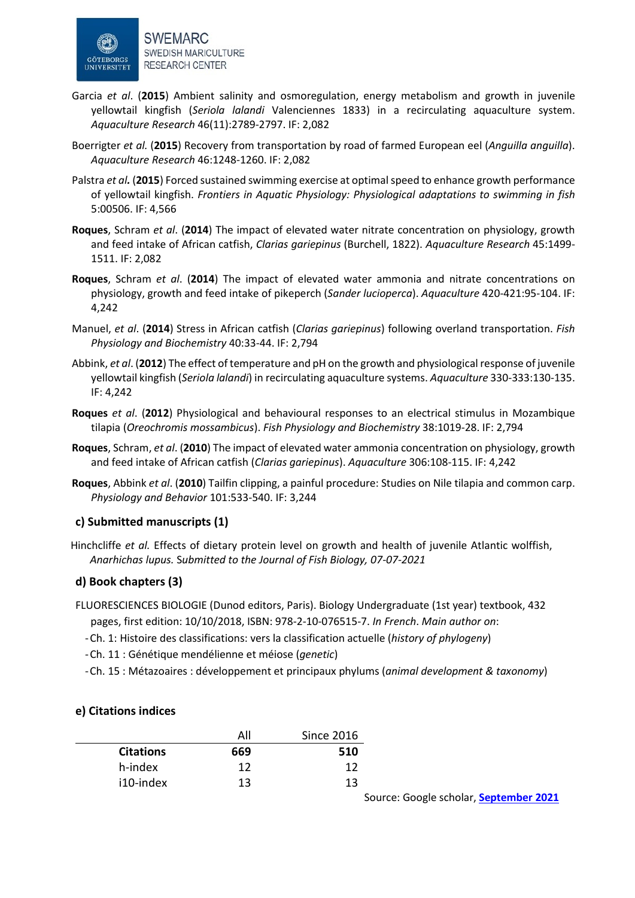Garcia *et al*. (**2015**) Ambient salinity and osmoregulation, energy metabolism and growth in juvenile yellowtail kingfish (*Seriola lalandi* Valenciennes 1833) in a recirculating aquaculture system. *Aquaculture Research* 46(11):2789-2797. IF: 2,082

Boerrigter *et al.* (**2015**) Recovery from transportation by road of farmed European eel (*Anguilla anguilla*). *Aquaculture Research* 46:1248-1260. IF: 2,082

Palstra *et al.* (**2015**) Forced sustained swimming exercise at optimal speed to enhance growth performance of yellowtail kingfish. *Frontiers in Aquatic Physiology: Physiological adaptations to swimming in fish* 5:00506. IF: 4,566

**Roques**, Schram *et al*. (**2014**) The impact of elevated water nitrate concentration on physiology, growth and feed intake of African catfish, *Clarias gariepinus* (Burchell, 1822). *Aquaculture Research* 45:1499-1511. IF: 2,082

**Roques**, Schram *et al*. (**2014**) The impact of elevated water ammonia and nitrate concentrations on physiology, growth and feed intake of pikeperch (*Sander lucioperca*). *Aquaculture* 420-421:95-104. IF: 4,242

Manuel, *et al*. (**2014**) Stress in African catfish (*Clarias gariepinus*) following overland transportation. *Fish Physiology and Biochemistry* 40:33-44. IF: 2,794

Abbink, *et al*. (**2012**) The effect of temperature and pH on the growth and physiological response of juvenile yellowtail kingfish (*Seriola lalandi*) in recirculating aquaculture systems. *Aquaculture* 330-333:130-135. IF: 4,242

**Roques** *et al*. (**2012**) Physiological and behavioural responses to an electrical stimulus in Mozambique tilapia (*Oreochromis mossambicus*). *Fish Physiology and Biochemistry* 38:1019-28. IF: 2,794

**Roques**, Schram, *et al*. (**2010**) The impact of elevated water ammonia concentration on physiology, growth and feed intake of African catfish (*Clarias gariepinus*). *Aquaculture* 306:108-115. IF: 4,242

**Roques**, Abbink *et al*. (**2010**) Tailfin clipping, a painful procedure: Studies on Nile tilapia and common carp. *Physiology and Behavior* 101:533-540. IF: 3,244

### c) Submitted manuscripts (1)

Hinchcliffe *et al.* Effects of dietary protein level on growth and health of juvenile Atlantic wolffish, *Anarhichas lupus. Submitted to the Journal of Fish Biology, 07-07-2021*

### d) Book chapters (3)

FLUORESCIENCES BIOLOGIE (Dunod editors, Paris). Biology Undergraduate (1st year) textbook, 432 pages, first edition: 10/10/2018, ISBN: 978-2-10-076515-7. *In French*. *Main author on*:

- Ch. 1: Histoire des classifications: vers la classification actuelle (*history of phylogeny*)
- Ch. 11 : Génétique mendélienne et méiose (*genetic*)
- Ch. 15 : Métazoaires : développement et principaux phylums (*animal development & taxonomy*)

### e) Citations indices

| | All | Since 2016 |
|---|---|---|
| **Citations** | **669** | **510** |
| h-index | 12 | 12 |
| i10-index | 13 | 13 |

Source: Google scholar, **September 2021**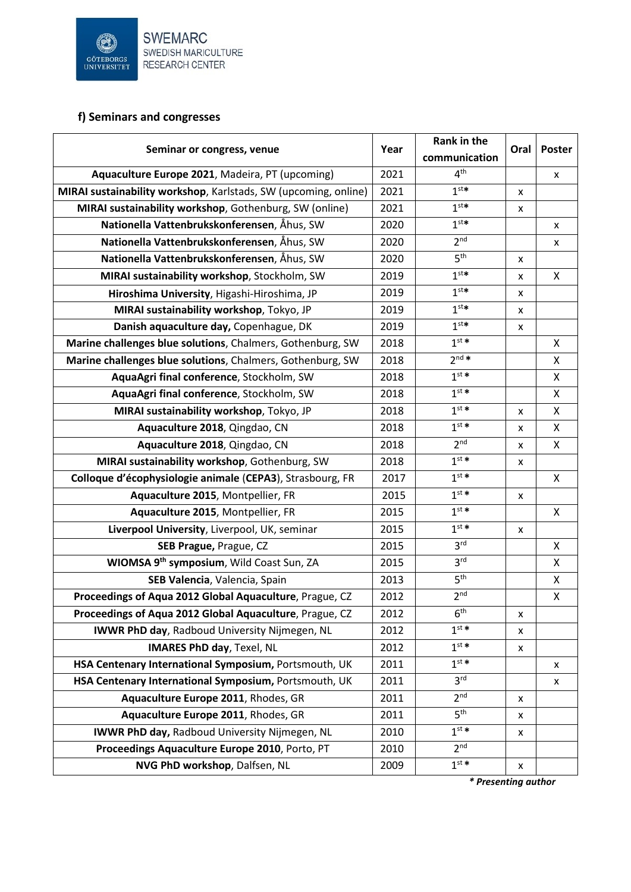### f) Seminars and congresses

| Seminar or congress, venue | Year | Rank in the communication | Oral | Poster |
|---|---|---|---|---|
| **Aquaculture Europe 2021**, Madeira, PT (upcoming) | 2021 | 4th | | x |
| **MIRAI sustainability workshop**, Karlstads, SW (upcoming, online) | 2021 | 1st* | x | |
| **MIRAI sustainability workshop**, Gothenburg, SW (online) | 2021 | 1st* | x | |
| **Nationella Vattenbrukskonferensen**, Åhus, SW | 2020 | 1st* | | x |
| **Nationella Vattenbrukskonferensen**, Åhus, SW | 2020 | 2nd | | x |
| **Nationella Vattenbrukskonferensen**, Åhus, SW | 2020 | 5th | x | |
| **MIRAI sustainability workshop**, Stockholm, SW | 2019 | 1st* | x | X |
| **Hiroshima University**, Higashi-Hiroshima, JP | 2019 | 1st* | x | |
| **MIRAI sustainability workshop**, Tokyo, JP | 2019 | 1st* | x | |
| **Danish aquaculture day,** Copenhague, DK | 2019 | 1st* | x | |
| **Marine challenges blue solutions**, Chalmers, Gothenburg, SW | 2018 | 1st * | | X |
| **Marine challenges blue solutions**, Chalmers, Gothenburg, SW | 2018 | 2nd * | | X |
| **AquaAgri final conference**, Stockholm, SW | 2018 | 1st * | | X |
| **AquaAgri final conference**, Stockholm, SW | 2018 | 1st * | | X |
| **MIRAI sustainability workshop**, Tokyo, JP | 2018 | 1st * | x | X |
| **Aquaculture 2018**, Qingdao, CN | 2018 | 1st * | x | X |
| **Aquaculture 2018**, Qingdao, CN | 2018 | 2nd | x | X |
| **MIRAI sustainability workshop**, Gothenburg, SW | 2018 | 1st * | x | |
| **Colloque d'écophysiologie animale (CEPA3)**, Strasbourg, FR | 2017 | 1st * | | X |
| **Aquaculture 2015**, Montpellier, FR | 2015 | 1st * | x | |
| **Aquaculture 2015**, Montpellier, FR | 2015 | 1st * | | X |
| **Liverpool University**, Liverpool, UK, seminar | 2015 | 1st * | x | |
| **SEB Prague,** Prague, CZ | 2015 | 3rd | | X |
| **WIOMSA 9th symposium**, Wild Coast Sun, ZA | 2015 | 3rd | | X |
| **SEB Valencia**, Valencia, Spain | 2013 | 5th | | X |
| **Proceedings of Aqua 2012 Global Aquaculture**, Prague, CZ | 2012 | 2nd | | X |
| **Proceedings of Aqua 2012 Global Aquaculture**, Prague, CZ | 2012 | 6th | x | |
| **IWWR PhD day**, Radboud University Nijmegen, NL | 2012 | 1st * | x | |
| **IMARES PhD day**, Texel, NL | 2012 | 1st * | x | |
| **HSA Centenary International Symposium,** Portsmouth, UK | 2011 | 1st * | | x |
| **HSA Centenary International Symposium,** Portsmouth, UK | 2011 | 3rd | | x |
| **Aquaculture Europe 2011**, Rhodes, GR | 2011 | 2nd | x | |
| **Aquaculture Europe 2011**, Rhodes, GR | 2011 | 5th | x | |
| **IWWR PhD day,** Radboud University Nijmegen, NL | 2010 | 1st * | x | |
| **Proceedings Aquaculture Europe 2010**, Porto, PT | 2010 | 2nd | | |
| **NVG PhD workshop**, Dalfsen, NL | 2009 | 1st * | x | |

***\* Presenting author***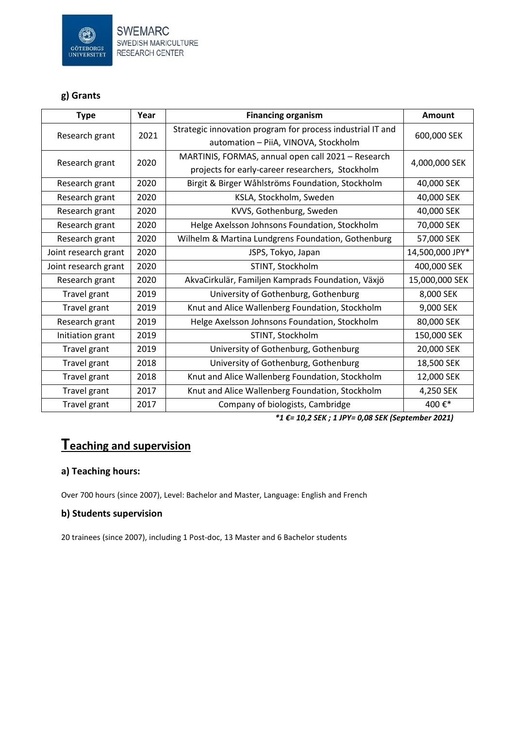### g) Grants

| Type | Year | Financing organism | Amount |
|---|---|---|---|
| Research grant | 2021 | Strategic innovation program for process industrial IT and automation – PiiA, VINOVA, Stockholm | 600,000 SEK |
| Research grant | 2020 | MARTINIS, FORMAS, annual open call 2021 – Research projects for early-career researchers, Stockholm | 4,000,000 SEK |
| Research grant | 2020 | Birgit & Birger Wåhlströms Foundation, Stockholm | 40,000 SEK |
| Research grant | 2020 | KSLA, Stockholm, Sweden | 40,000 SEK |
| Research grant | 2020 | KVVS, Gothenburg, Sweden | 40,000 SEK |
| Research grant | 2020 | Helge Axelsson Johnsons Foundation, Stockholm | 70,000 SEK |
| Research grant | 2020 | Wilhelm & Martina Lundgrens Foundation, Gothenburg | 57,000 SEK |
| Joint research grant | 2020 | JSPS, Tokyo, Japan | 14,500,000 JPY* |
| Joint research grant | 2020 | STINT, Stockholm | 400,000 SEK |
| Research grant | 2020 | AkvaCirkulär, Familjen Kamprads Foundation, Växjö | 15,000,000 SEK |
| Travel grant | 2019 | University of Gothenburg, Gothenburg | 8,000 SEK |
| Travel grant | 2019 | Knut and Alice Wallenberg Foundation, Stockholm | 9,000 SEK |
| Research grant | 2019 | Helge Axelsson Johnsons Foundation, Stockholm | 80,000 SEK |
| Initiation grant | 2019 | STINT, Stockholm | 150,000 SEK |
| Travel grant | 2019 | University of Gothenburg, Gothenburg | 20,000 SEK |
| Travel grant | 2018 | University of Gothenburg, Gothenburg | 18,500 SEK |
| Travel grant | 2018 | Knut and Alice Wallenberg Foundation, Stockholm | 12,000 SEK |
| Travel grant | 2017 | Knut and Alice Wallenberg Foundation, Stockholm | 4,250 SEK |
| Travel grant | 2017 | Company of biologists, Cambridge | 400 €* |

***1 €= 10,2 SEK ; 1 JPY= 0,08 SEK (September 2021)***

## Teaching and supervision

### a) Teaching hours:

Over 700 hours (since 2007), Level: Bachelor and Master, Language: English and French

### b) Students supervision

20 trainees (since 2007), including 1 Post-doc, 13 Master and 6 Bachelor students